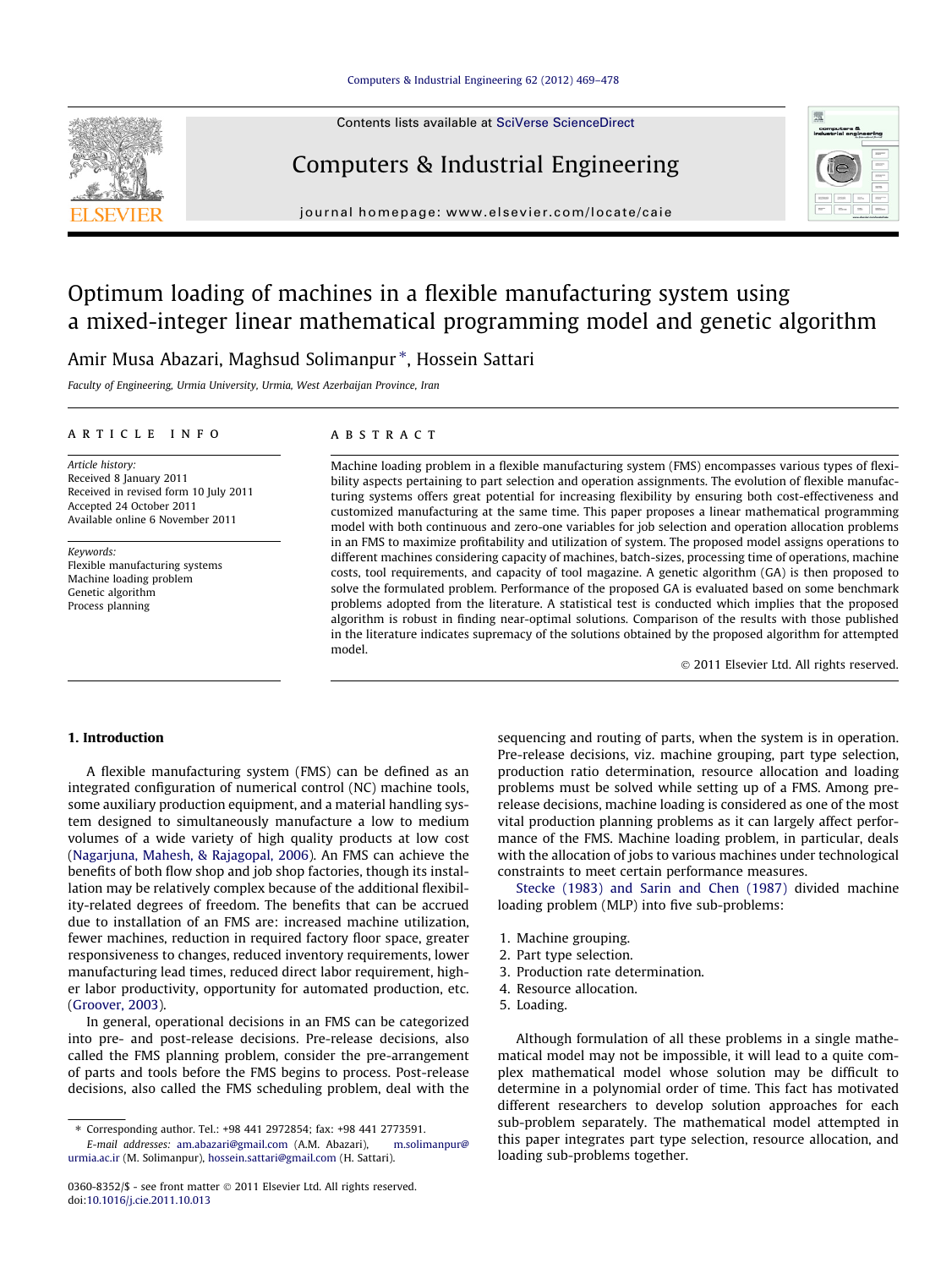# Optimum loading of machines in a flexible manufacturing system using a mixed-integer linear mathematical programming model and genetic algorithm

Amir Musa Abazari, Maghsud Solimanpur *, Hossein Sattari

*Faculty of Engineering, Urmia University, Urmia, West Azerbaijan Province, Iran*

## ARTICLE INFO

*Article history:*
Received 8 January 2011
Received in revised form 10 July 2011
Accepted 24 October 2011
Available online 6 November 2011

*Keywords:*
Flexible manufacturing systems
Machine loading problem
Genetic algorithm
Process planning

## ABSTRACT

Machine loading problem in a flexible manufacturing system (FMS) encompasses various types of flexibility aspects pertaining to part selection and operation assignments. The evolution of flexible manufacturing systems offers great potential for increasing flexibility by ensuring both cost-effectiveness and customized manufacturing at the same time. This paper proposes a linear mathematical programming model with both continuous and zero-one variables for job selection and operation allocation problems in an FMS to maximize profitability and utilization of system. The proposed model assigns operations to different machines considering capacity of machines, batch-sizes, processing time of operations, machine costs, tool requirements, and capacity of tool magazine. A genetic algorithm (GA) is then proposed to solve the formulated problem. Performance of the proposed GA is evaluated based on some benchmark problems adopted from the literature. A statistical test is conducted which implies that the proposed algorithm is robust in finding near-optimal solutions. Comparison of the results with those published in the literature indicates supremacy of the solutions obtained by the proposed algorithm for attempted model.

© 2011 Elsevier Ltd. All rights reserved.

## 1. Introduction

A flexible manufacturing system (FMS) can be defined as an integrated configuration of numerical control (NC) machine tools, some auxiliary production equipment, and a material handling system designed to simultaneously manufacture a low to medium volumes of a wide variety of high quality products at low cost (Nagarjuna, Mahesh, & Rajagopal, 2006). An FMS can achieve the benefits of both flow shop and job shop factories, though its installation may be relatively complex because of the additional flexibility-related degrees of freedom. The benefits that can be accrued due to installation of an FMS are: increased machine utilization, fewer machines, reduction in required factory floor space, greater responsiveness to changes, reduced inventory requirements, lower manufacturing lead times, reduced direct labor requirement, higher labor productivity, opportunity for automated production, etc. (Groover, 2003).

In general, operational decisions in an FMS can be categorized into pre- and post-release decisions. Pre-release decisions, also called the FMS planning problem, consider the pre-arrangement of parts and tools before the FMS begins to process. Post-release decisions, also called the FMS scheduling problem, deal with the sequencing and routing of parts, when the system is in operation. Pre-release decisions, viz. machine grouping, part type selection, production ratio determination, resource allocation and loading problems must be solved while setting up of a FMS. Among pre-release decisions, machine loading is considered as one of the most vital production planning problems as it can largely affect performance of the FMS. Machine loading problem, in particular, deals with the allocation of jobs to various machines under technological constraints to meet certain performance measures.

Stecke (1983) and Sarin and Chen (1987) divided machine loading problem (MLP) into five sub-problems:

1. Machine grouping.
2. Part type selection.
3. Production rate determination.
4. Resource allocation.
5. Loading.

Although formulation of all these problems in a single mathematical model may not be impossible, it will lead to a quite complex mathematical model whose solution may be difficult to determine in a polynomial order of time. This fact has motivated different researchers to develop solution approaches for each sub-problem separately. The mathematical model attempted in this paper integrates part type selection, resource allocation, and loading sub-problems together.

---

* Corresponding author. Tel.: +98 441 2972854; fax: +98 441 2773591.
*E-mail addresses:* am.abazari@gmail.com (A.M. Abazari), m.solimanpur@urmia.ac.ir (M. Solimanpur), hossein.sattari@gmail.com (H. Sattari).

0360-8352/$ - see front matter © 2011 Elsevier Ltd. All rights reserved.
doi:10.1016/j.cie.2011.10.013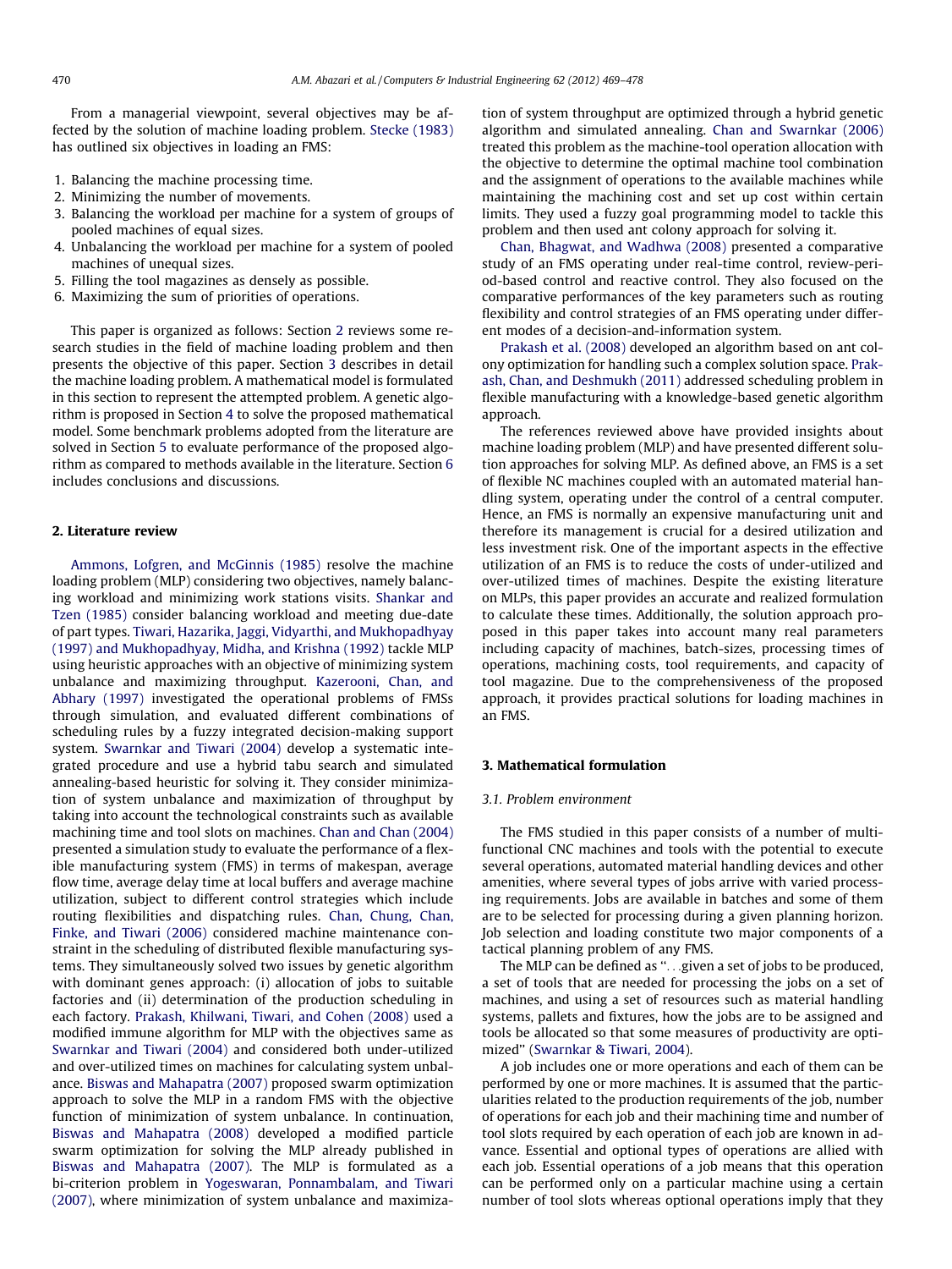From a managerial viewpoint, several objectives may be affected by the solution of machine loading problem. Stecke (1983) has outlined six objectives in loading an FMS:

1. Balancing the machine processing time.
2. Minimizing the number of movements.
3. Balancing the workload per machine for a system of groups of pooled machines of equal sizes.
4. Unbalancing the workload per machine for a system of pooled machines of unequal sizes.
5. Filling the tool magazines as densely as possible.
6. Maximizing the sum of priorities of operations.

This paper is organized as follows: Section 2 reviews some research studies in the field of machine loading problem and then presents the objective of this paper. Section 3 describes in detail the machine loading problem. A mathematical model is formulated in this section to represent the attempted problem. A genetic algorithm is proposed in Section 4 to solve the proposed mathematical model. Some benchmark problems adopted from the literature are solved in Section 5 to evaluate performance of the proposed algorithm as compared to methods available in the literature. Section 6 includes conclusions and discussions.

## 2. Literature review

Ammons, Lofgren, and McGinnis (1985) resolve the machine loading problem (MLP) considering two objectives, namely balancing workload and minimizing work stations visits. Shankar and Tzen (1985) consider balancing workload and meeting due-date of part types. Tiwari, Hazarika, Jaggi, Vidyarthi, and Mukhopadhyay (1997) and Mukhopadhyay, Midha, and Krishna (1992) tackle MLP using heuristic approaches with an objective of minimizing system unbalance and maximizing throughput. Kazerooni, Chan, and Abhary (1997) investigated the operational problems of FMSs through simulation, and evaluated different combinations of scheduling rules by a fuzzy integrated decision-making support system. Swarnkar and Tiwari (2004) develop a systematic integrated procedure and use a hybrid tabu search and simulated annealing-based heuristic for solving it. They consider minimization of system unbalance and maximization of throughput by taking into account the technological constraints such as available machining time and tool slots on machines. Chan and Chan (2004) presented a simulation study to evaluate the performance of a flexible manufacturing system (FMS) in terms of makespan, average flow time, average delay time at local buffers and average machine utilization, subject to different control strategies which include routing flexibilities and dispatching rules. Chan, Chung, Chan, Finke, and Tiwari (2006) considered machine maintenance constraint in the scheduling of distributed flexible manufacturing systems. They simultaneously solved two issues by genetic algorithm with dominant genes approach: (i) allocation of jobs to suitable factories and (ii) determination of the production scheduling in each factory. Prakash, Khilwani, Tiwari, and Cohen (2008) used a modified immune algorithm for MLP with the objectives same as Swarnkar and Tiwari (2004) and considered both under-utilized and over-utilized times on machines for calculating system unbalance. Biswas and Mahapatra (2007) proposed swarm optimization approach to solve the MLP in a random FMS with the objective function of minimization of system unbalance. In continuation, Biswas and Mahapatra (2008) developed a modified particle swarm optimization for solving the MLP already published in Biswas and Mahapatra (2007). The MLP is formulated as a bi-criterion problem in Yogeswaran, Ponnambalam, and Tiwari (2007), where minimization of system unbalance and maximization of system throughput are optimized through a hybrid genetic algorithm and simulated annealing. Chan and Swarnkar (2006) treated this problem as the machine-tool operation allocation with the objective to determine the optimal machine tool combination and the assignment of operations to the available machines while maintaining the machining cost and set up cost within certain limits. They used a fuzzy goal programming model to tackle this problem and then used ant colony approach for solving it.

Chan, Bhagwat, and Wadhwa (2008) presented a comparative study of an FMS operating under real-time control, review-period-based control and reactive control. They also focused on the comparative performances of the key parameters such as routing flexibility and control strategies of an FMS operating under different modes of a decision-and-information system.

Prakash et al. (2008) developed an algorithm based on ant colony optimization for handling such a complex solution space. Prakash, Chan, and Deshmukh (2011) addressed scheduling problem in flexible manufacturing with a knowledge-based genetic algorithm approach.

The references reviewed above have provided insights about machine loading problem (MLP) and have presented different solution approaches for solving MLP. As defined above, an FMS is a set of flexible NC machines coupled with an automated material handling system, operating under the control of a central computer. Hence, an FMS is normally an expensive manufacturing unit and therefore its management is crucial for a desired utilization and less investment risk. One of the important aspects in the effective utilization of an FMS is to reduce the costs of under-utilized and over-utilized times of machines. Despite the existing literature on MLPs, this paper provides an accurate and realized formulation to calculate these times. Additionally, the solution approach proposed in this paper takes into account many real parameters including capacity of machines, batch-sizes, processing times of operations, machining costs, tool requirements, and capacity of tool magazine. Due to the comprehensiveness of the proposed approach, it provides practical solutions for loading machines in an FMS.

## 3. Mathematical formulation

### 3.1. Problem environment

The FMS studied in this paper consists of a number of multi-functional CNC machines and tools with the potential to execute several operations, automated material handling devices and other amenities, where several types of jobs arrive with varied processing requirements. Jobs are available in batches and some of them are to be selected for processing during a given planning horizon. Job selection and loading constitute two major components of a tactical planning problem of any FMS.

The MLP can be defined as "...given a set of jobs to be produced, a set of tools that are needed for processing the jobs on a set of machines, and using a set of resources such as material handling systems, pallets and fixtures, how the jobs are to be assigned and tools be allocated so that some measures of productivity are optimized" (Swarnkar & Tiwari, 2004).

A job includes one or more operations and each of them can be performed by one or more machines. It is assumed that the particularities related to the production requirements of the job, number of operations for each job and their machining time and number of tool slots required by each operation of each job are known in advance. Essential and optional types of operations are allied with each job. Essential operations of a job means that this operation can be performed only on a particular machine using a certain number of tool slots whereas optional operations imply that they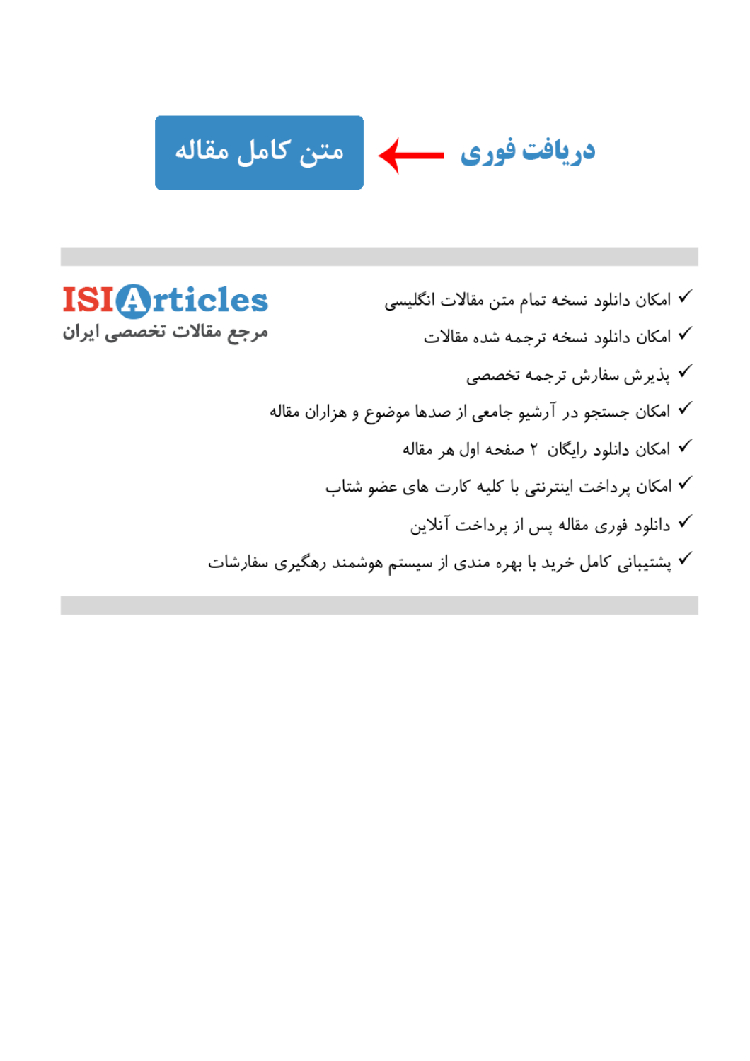دریافت فوری ← متن کامل مقاله

**ISIArticles**
مرجع مقالات تخصصی ایران

- ✓ امکان دانلود نسخه تمام متن مقالات انگلیسی
- ✓ امکان دانلود نسخه ترجمه شده مقالات
- ✓ پذیرش سفارش ترجمه تخصصی
- ✓ امکان جستجو در آرشیو جامعی از صدها موضوع و هزاران مقاله
- ✓ امکان دانلود رایگان ۲ صفحه اول هر مقاله
- ✓ امکان پرداخت اینترنتی با کلیه کارت های عضو شتاب
- ✓ دانلود فوری مقاله پس از پرداخت آنلاین
- ✓ پشتیبانی کامل خرید با بهره مندی از سیستم هوشمند رهگیری سفارشات